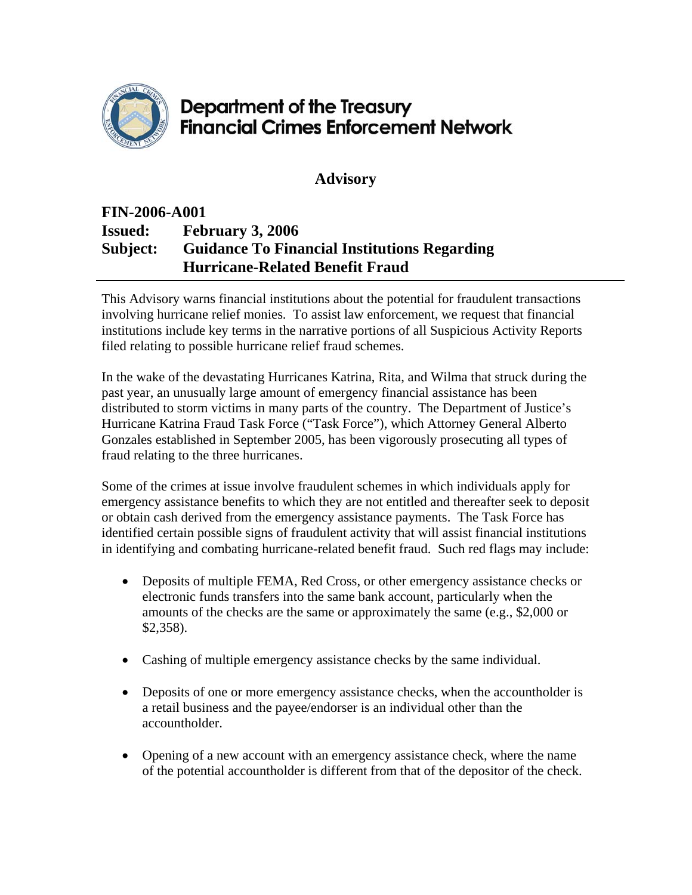# Department of the Treasury
# Financial Crimes Enforcement Network

## Advisory

**FIN-2006-A001**
**Issued: February 3, 2006**
**Subject: Guidance To Financial Institutions Regarding Hurricane-Related Benefit Fraud**

---

This Advisory warns financial institutions about the potential for fraudulent transactions involving hurricane relief monies. To assist law enforcement, we request that financial institutions include key terms in the narrative portions of all Suspicious Activity Reports filed relating to possible hurricane relief fraud schemes.

In the wake of the devastating Hurricanes Katrina, Rita, and Wilma that struck during the past year, an unusually large amount of emergency financial assistance has been distributed to storm victims in many parts of the country. The Department of Justice's Hurricane Katrina Fraud Task Force ("Task Force"), which Attorney General Alberto Gonzales established in September 2005, has been vigorously prosecuting all types of fraud relating to the three hurricanes.

Some of the crimes at issue involve fraudulent schemes in which individuals apply for emergency assistance benefits to which they are not entitled and thereafter seek to deposit or obtain cash derived from the emergency assistance payments. The Task Force has identified certain possible signs of fraudulent activity that will assist financial institutions in identifying and combating hurricane-related benefit fraud. Such red flags may include:

- Deposits of multiple FEMA, Red Cross, or other emergency assistance checks or electronic funds transfers into the same bank account, particularly when the amounts of the checks are the same or approximately the same (e.g., $2,000 or $2,358).

- Cashing of multiple emergency assistance checks by the same individual.

- Deposits of one or more emergency assistance checks, when the accountholder is a retail business and the payee/endorser is an individual other than the accountholder.

- Opening of a new account with an emergency assistance check, where the name of the potential accountholder is different from that of the depositor of the check.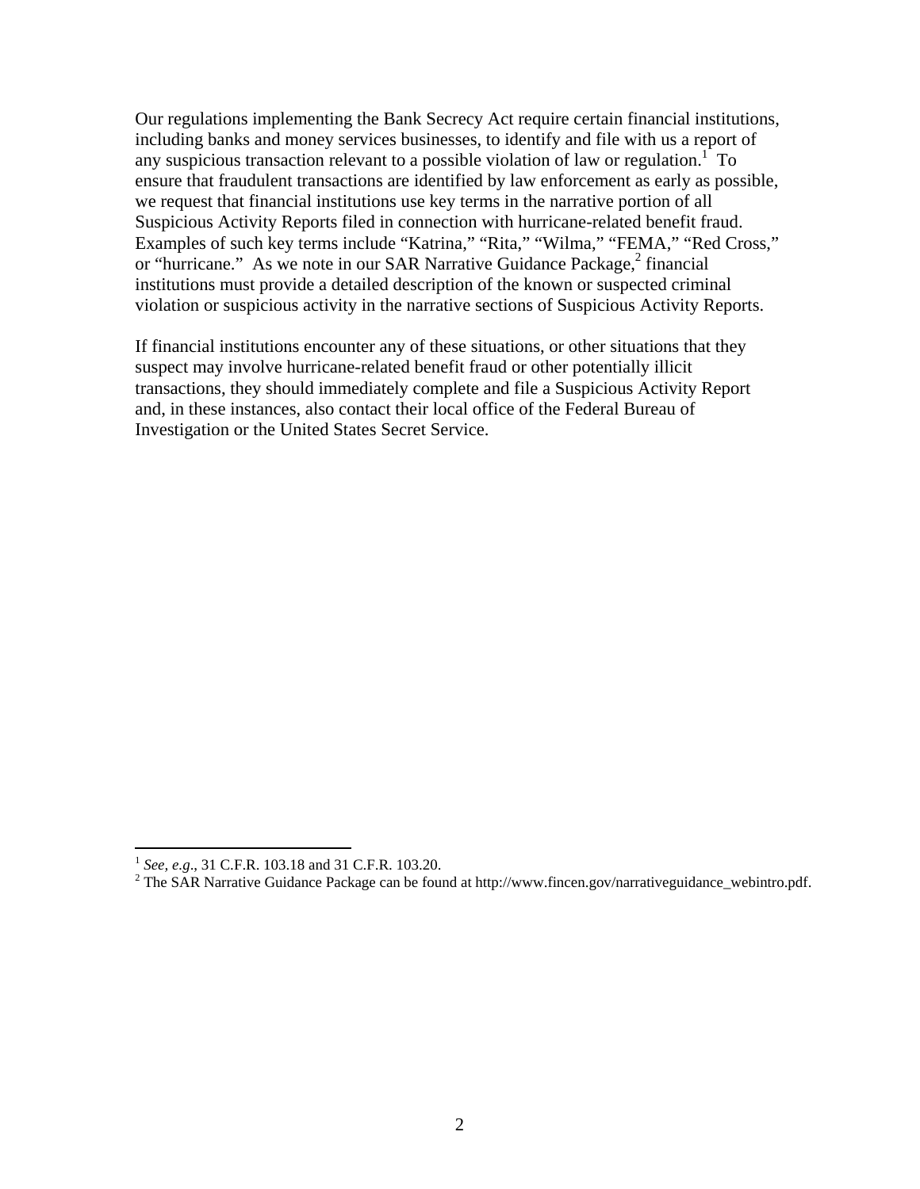Our regulations implementing the Bank Secrecy Act require certain financial institutions, including banks and money services businesses, to identify and file with us a report of any suspicious transaction relevant to a possible violation of law or regulation.[1] To ensure that fraudulent transactions are identified by law enforcement as early as possible, we request that financial institutions use key terms in the narrative portion of all Suspicious Activity Reports filed in connection with hurricane-related benefit fraud. Examples of such key terms include "Katrina," "Rita," "Wilma," "FEMA," "Red Cross," or "hurricane." As we note in our SAR Narrative Guidance Package,[2] financial institutions must provide a detailed description of the known or suspected criminal violation or suspicious activity in the narrative sections of Suspicious Activity Reports.

If financial institutions encounter any of these situations, or other situations that they suspect may involve hurricane-related benefit fraud or other potentially illicit transactions, they should immediately complete and file a Suspicious Activity Report and, in these instances, also contact their local office of the Federal Bureau of Investigation or the United States Secret Service.

---

[1] *See, e.g*., 31 C.F.R. 103.18 and 31 C.F.R. 103.20.

[2] The SAR Narrative Guidance Package can be found at http://www.fincen.gov/narrativeguidance_webintro.pdf.